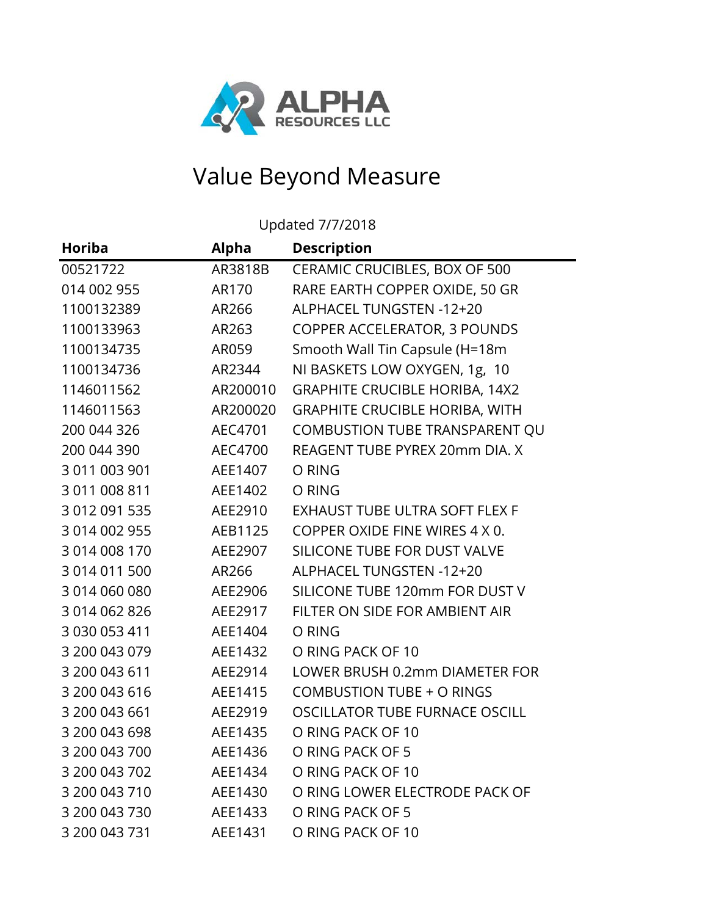ALPHA RESOURCES LLC

# Value Beyond Measure

Updated 7/7/2018

| Horiba | Alpha | Description |
|---|---|---|
| 00521722 | AR3818B | CERAMIC CRUCIBLES, BOX OF 500 |
| 014 002 955 | AR170 | RARE EARTH COPPER OXIDE, 50 GR |
| 1100132389 | AR266 | ALPHACEL TUNGSTEN -12+20 |
| 1100133963 | AR263 | COPPER ACCELERATOR, 3 POUNDS |
| 1100134735 | AR059 | Smooth Wall Tin Capsule (H=18m |
| 1100134736 | AR2344 | NI BASKETS LOW OXYGEN, 1g, 10 |
| 1146011562 | AR200010 | GRAPHITE CRUCIBLE HORIBA, 14X2 |
| 1146011563 | AR200020 | GRAPHITE CRUCIBLE HORIBA, WITH |
| 200 044 326 | AEC4701 | COMBUSTION TUBE TRANSPARENT QU |
| 200 044 390 | AEC4700 | REAGENT TUBE PYREX 20mm DIA. X |
| 3 011 003 901 | AEE1407 | O RING |
| 3 011 008 811 | AEE1402 | O RING |
| 3 012 091 535 | AEE2910 | EXHAUST TUBE ULTRA SOFT FLEX F |
| 3 014 002 955 | AEB1125 | COPPER OXIDE FINE WIRES 4 X 0. |
| 3 014 008 170 | AEE2907 | SILICONE TUBE FOR DUST VALVE |
| 3 014 011 500 | AR266 | ALPHACEL TUNGSTEN -12+20 |
| 3 014 060 080 | AEE2906 | SILICONE TUBE 120mm FOR DUST V |
| 3 014 062 826 | AEE2917 | FILTER ON SIDE FOR AMBIENT AIR |
| 3 030 053 411 | AEE1404 | O RING |
| 3 200 043 079 | AEE1432 | O RING PACK OF 10 |
| 3 200 043 611 | AEE2914 | LOWER BRUSH 0.2mm DIAMETER FOR |
| 3 200 043 616 | AEE1415 | COMBUSTION TUBE + O RINGS |
| 3 200 043 661 | AEE2919 | OSCILLATOR TUBE FURNACE OSCILL |
| 3 200 043 698 | AEE1435 | O RING PACK OF 10 |
| 3 200 043 700 | AEE1436 | O RING PACK OF 5 |
| 3 200 043 702 | AEE1434 | O RING PACK OF 10 |
| 3 200 043 710 | AEE1430 | O RING LOWER ELECTRODE PACK OF |
| 3 200 043 730 | AEE1433 | O RING PACK OF 5 |
| 3 200 043 731 | AEE1431 | O RING PACK OF 10 |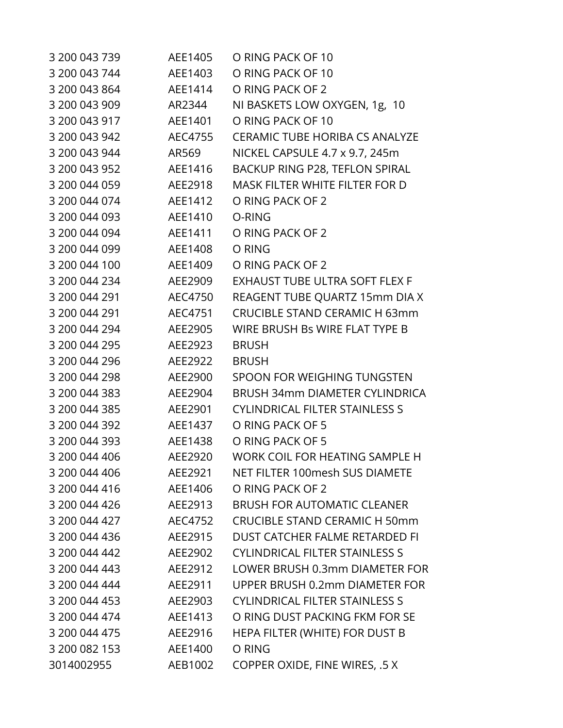| | | |
|---|---|---|
| 3 200 043 739 | AEE1405 | O RING PACK OF 10 |
| 3 200 043 744 | AEE1403 | O RING PACK OF 10 |
| 3 200 043 864 | AEE1414 | O RING PACK OF 2 |
| 3 200 043 909 | AR2344 | NI BASKETS LOW OXYGEN, 1g, 10 |
| 3 200 043 917 | AEE1401 | O RING PACK OF 10 |
| 3 200 043 942 | AEC4755 | CERAMIC TUBE HORIBA CS ANALYZE |
| 3 200 043 944 | AR569 | NICKEL CAPSULE 4.7 x 9.7, 245m |
| 3 200 043 952 | AEE1416 | BACKUP RING P28, TEFLON SPIRAL |
| 3 200 044 059 | AEE2918 | MASK FILTER WHITE FILTER FOR D |
| 3 200 044 074 | AEE1412 | O RING PACK OF 2 |
| 3 200 044 093 | AEE1410 | O-RING |
| 3 200 044 094 | AEE1411 | O RING PACK OF 2 |
| 3 200 044 099 | AEE1408 | O RING |
| 3 200 044 100 | AEE1409 | O RING PACK OF 2 |
| 3 200 044 234 | AEE2909 | EXHAUST TUBE ULTRA SOFT FLEX F |
| 3 200 044 291 | AEC4750 | REAGENT TUBE QUARTZ 15mm DIA X |
| 3 200 044 291 | AEC4751 | CRUCIBLE STAND CERAMIC H 63mm |
| 3 200 044 294 | AEE2905 | WIRE BRUSH Bs WIRE FLAT TYPE B |
| 3 200 044 295 | AEE2923 | BRUSH |
| 3 200 044 296 | AEE2922 | BRUSH |
| 3 200 044 298 | AEE2900 | SPOON FOR WEIGHING TUNGSTEN |
| 3 200 044 383 | AEE2904 | BRUSH 34mm DIAMETER CYLINDRICA |
| 3 200 044 385 | AEE2901 | CYLINDRICAL FILTER STAINLESS S |
| 3 200 044 392 | AEE1437 | O RING PACK OF 5 |
| 3 200 044 393 | AEE1438 | O RING PACK OF 5 |
| 3 200 044 406 | AEE2920 | WORK COIL FOR HEATING SAMPLE H |
| 3 200 044 406 | AEE2921 | NET FILTER 100mesh SUS DIAMETE |
| 3 200 044 416 | AEE1406 | O RING PACK OF 2 |
| 3 200 044 426 | AEE2913 | BRUSH FOR AUTOMATIC CLEANER |
| 3 200 044 427 | AEC4752 | CRUCIBLE STAND CERAMIC H 50mm |
| 3 200 044 436 | AEE2915 | DUST CATCHER FALME RETARDED FI |
| 3 200 044 442 | AEE2902 | CYLINDRICAL FILTER STAINLESS S |
| 3 200 044 443 | AEE2912 | LOWER BRUSH 0.3mm DIAMETER FOR |
| 3 200 044 444 | AEE2911 | UPPER BRUSH 0.2mm DIAMETER FOR |
| 3 200 044 453 | AEE2903 | CYLINDRICAL FILTER STAINLESS S |
| 3 200 044 474 | AEE1413 | O RING DUST PACKING FKM FOR SE |
| 3 200 044 475 | AEE2916 | HEPA FILTER (WHITE) FOR DUST B |
| 3 200 082 153 | AEE1400 | O RING |
| 3014002955 | AEB1002 | COPPER OXIDE, FINE WIRES, .5 X |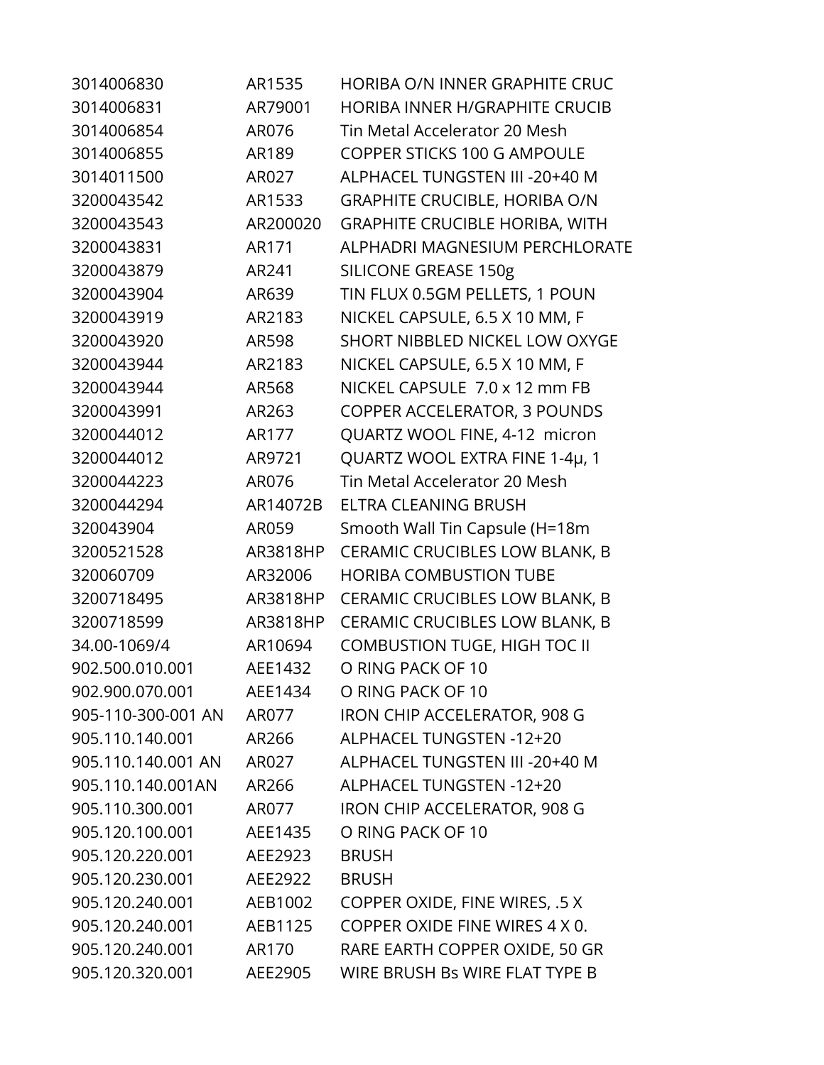| | | |
|---|---|---|
| 3014006830 | AR1535 | HORIBA O/N INNER GRAPHITE CRUC |
| 3014006831 | AR79001 | HORIBA INNER H/GRAPHITE CRUCIB |
| 3014006854 | AR076 | Tin Metal Accelerator 20 Mesh |
| 3014006855 | AR189 | COPPER STICKS 100 G AMPOULE |
| 3014011500 | AR027 | ALPHACEL TUNGSTEN III -20+40 M |
| 3200043542 | AR1533 | GRAPHITE CRUCIBLE, HORIBA O/N |
| 3200043543 | AR200020 | GRAPHITE CRUCIBLE HORIBA, WITH |
| 3200043831 | AR171 | ALPHADRI MAGNESIUM PERCHLORATE |
| 3200043879 | AR241 | SILICONE GREASE 150g |
| 3200043904 | AR639 | TIN FLUX 0.5GM PELLETS, 1 POUN |
| 3200043919 | AR2183 | NICKEL CAPSULE, 6.5 X 10 MM, F |
| 3200043920 | AR598 | SHORT NIBBLED NICKEL LOW OXYGE |
| 3200043944 | AR2183 | NICKEL CAPSULE, 6.5 X 10 MM, F |
| 3200043944 | AR568 | NICKEL CAPSULE 7.0 x 12 mm FB |
| 3200043991 | AR263 | COPPER ACCELERATOR, 3 POUNDS |
| 3200044012 | AR177 | QUARTZ WOOL FINE, 4-12 micron |
| 3200044012 | AR9721 | QUARTZ WOOL EXTRA FINE 1-4µ, 1 |
| 3200044223 | AR076 | Tin Metal Accelerator 20 Mesh |
| 3200044294 | AR14072B | ELTRA CLEANING BRUSH |
| 320043904 | AR059 | Smooth Wall Tin Capsule (H=18m |
| 3200521528 | AR3818HP | CERAMIC CRUCIBLES LOW BLANK, B |
| 320060709 | AR32006 | HORIBA COMBUSTION TUBE |
| 3200718495 | AR3818HP | CERAMIC CRUCIBLES LOW BLANK, B |
| 3200718599 | AR3818HP | CERAMIC CRUCIBLES LOW BLANK, B |
| 34.00-1069/4 | AR10694 | COMBUSTION TUGE, HIGH TOC II |
| 902.500.010.001 | AEE1432 | O RING PACK OF 10 |
| 902.900.070.001 | AEE1434 | O RING PACK OF 10 |
| 905-110-300-001 AN | AR077 | IRON CHIP ACCELERATOR, 908 G |
| 905.110.140.001 | AR266 | ALPHACEL TUNGSTEN -12+20 |
| 905.110.140.001 AN | AR027 | ALPHACEL TUNGSTEN III -20+40 M |
| 905.110.140.001AN | AR266 | ALPHACEL TUNGSTEN -12+20 |
| 905.110.300.001 | AR077 | IRON CHIP ACCELERATOR, 908 G |
| 905.120.100.001 | AEE1435 | O RING PACK OF 10 |
| 905.120.220.001 | AEE2923 | BRUSH |
| 905.120.230.001 | AEE2922 | BRUSH |
| 905.120.240.001 | AEB1002 | COPPER OXIDE, FINE WIRES, .5 X |
| 905.120.240.001 | AEB1125 | COPPER OXIDE FINE WIRES 4 X 0. |
| 905.120.240.001 | AR170 | RARE EARTH COPPER OXIDE, 50 GR |
| 905.120.320.001 | AEE2905 | WIRE BRUSH Bs WIRE FLAT TYPE B |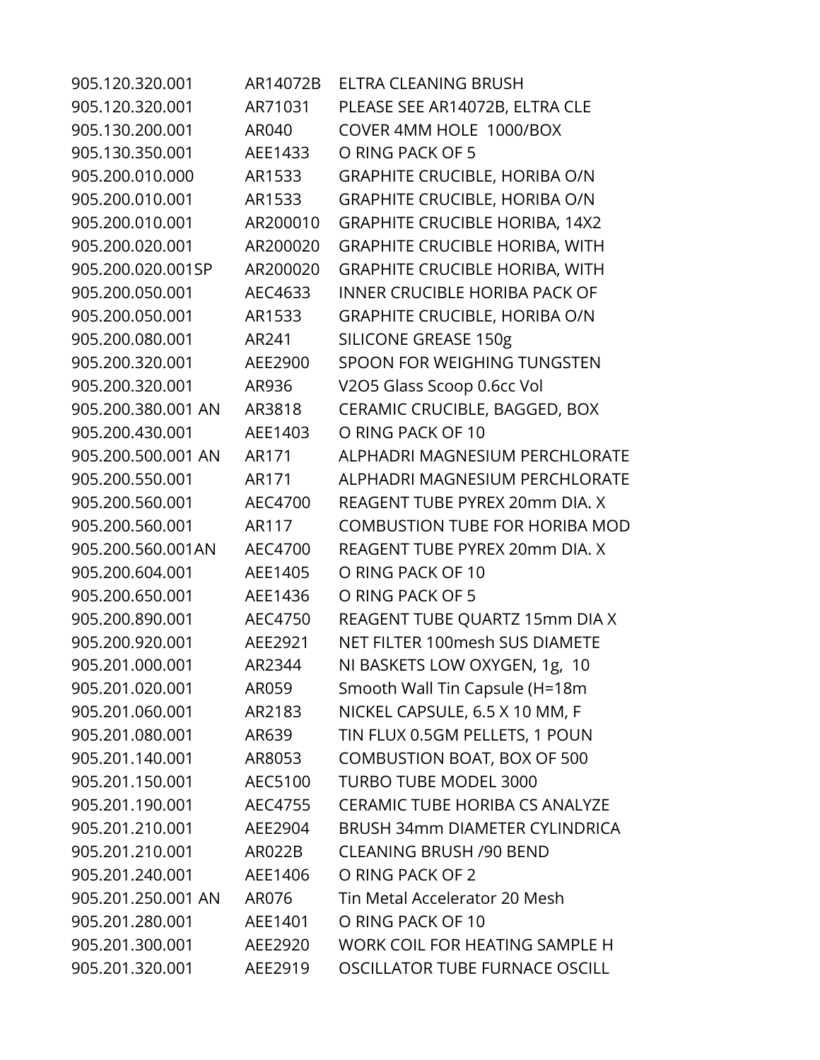| | | |
|---|---|---|
| 905.120.320.001 | AR14072B | ELTRA CLEANING BRUSH |
| 905.120.320.001 | AR71031 | PLEASE SEE AR14072B, ELTRA CLE |
| 905.130.200.001 | AR040 | COVER 4MM HOLE 1000/BOX |
| 905.130.350.001 | AEE1433 | O RING PACK OF 5 |
| 905.200.010.000 | AR1533 | GRAPHITE CRUCIBLE, HORIBA O/N |
| 905.200.010.001 | AR1533 | GRAPHITE CRUCIBLE, HORIBA O/N |
| 905.200.010.001 | AR200010 | GRAPHITE CRUCIBLE HORIBA, 14X2 |
| 905.200.020.001 | AR200020 | GRAPHITE CRUCIBLE HORIBA, WITH |
| 905.200.020.001SP | AR200020 | GRAPHITE CRUCIBLE HORIBA, WITH |
| 905.200.050.001 | AEC4633 | INNER CRUCIBLE HORIBA PACK OF |
| 905.200.050.001 | AR1533 | GRAPHITE CRUCIBLE, HORIBA O/N |
| 905.200.080.001 | AR241 | SILICONE GREASE 150g |
| 905.200.320.001 | AEE2900 | SPOON FOR WEIGHING TUNGSTEN |
| 905.200.320.001 | AR936 | V2O5 Glass Scoop 0.6cc Vol |
| 905.200.380.001 AN | AR3818 | CERAMIC CRUCIBLE, BAGGED, BOX |
| 905.200.430.001 | AEE1403 | O RING PACK OF 10 |
| 905.200.500.001 AN | AR171 | ALPHADRI MAGNESIUM PERCHLORATE |
| 905.200.550.001 | AR171 | ALPHADRI MAGNESIUM PERCHLORATE |
| 905.200.560.001 | AEC4700 | REAGENT TUBE PYREX 20mm DIA. X |
| 905.200.560.001 | AR117 | COMBUSTION TUBE FOR HORIBA MOD |
| 905.200.560.001AN | AEC4700 | REAGENT TUBE PYREX 20mm DIA. X |
| 905.200.604.001 | AEE1405 | O RING PACK OF 10 |
| 905.200.650.001 | AEE1436 | O RING PACK OF 5 |
| 905.200.890.001 | AEC4750 | REAGENT TUBE QUARTZ 15mm DIA X |
| 905.200.920.001 | AEE2921 | NET FILTER 100mesh SUS DIAMETE |
| 905.201.000.001 | AR2344 | NI BASKETS LOW OXYGEN, 1g, 10 |
| 905.201.020.001 | AR059 | Smooth Wall Tin Capsule (H=18m |
| 905.201.060.001 | AR2183 | NICKEL CAPSULE, 6.5 X 10 MM, F |
| 905.201.080.001 | AR639 | TIN FLUX 0.5GM PELLETS, 1 POUN |
| 905.201.140.001 | AR8053 | COMBUSTION BOAT, BOX OF 500 |
| 905.201.150.001 | AEC5100 | TURBO TUBE MODEL 3000 |
| 905.201.190.001 | AEC4755 | CERAMIC TUBE HORIBA CS ANALYZE |
| 905.201.210.001 | AEE2904 | BRUSH 34mm DIAMETER CYLINDRICA |
| 905.201.210.001 | AR022B | CLEANING BRUSH /90 BEND |
| 905.201.240.001 | AEE1406 | O RING PACK OF 2 |
| 905.201.250.001 AN | AR076 | Tin Metal Accelerator 20 Mesh |
| 905.201.280.001 | AEE1401 | O RING PACK OF 10 |
| 905.201.300.001 | AEE2920 | WORK COIL FOR HEATING SAMPLE H |
| 905.201.320.001 | AEE2919 | OSCILLATOR TUBE FURNACE OSCILL |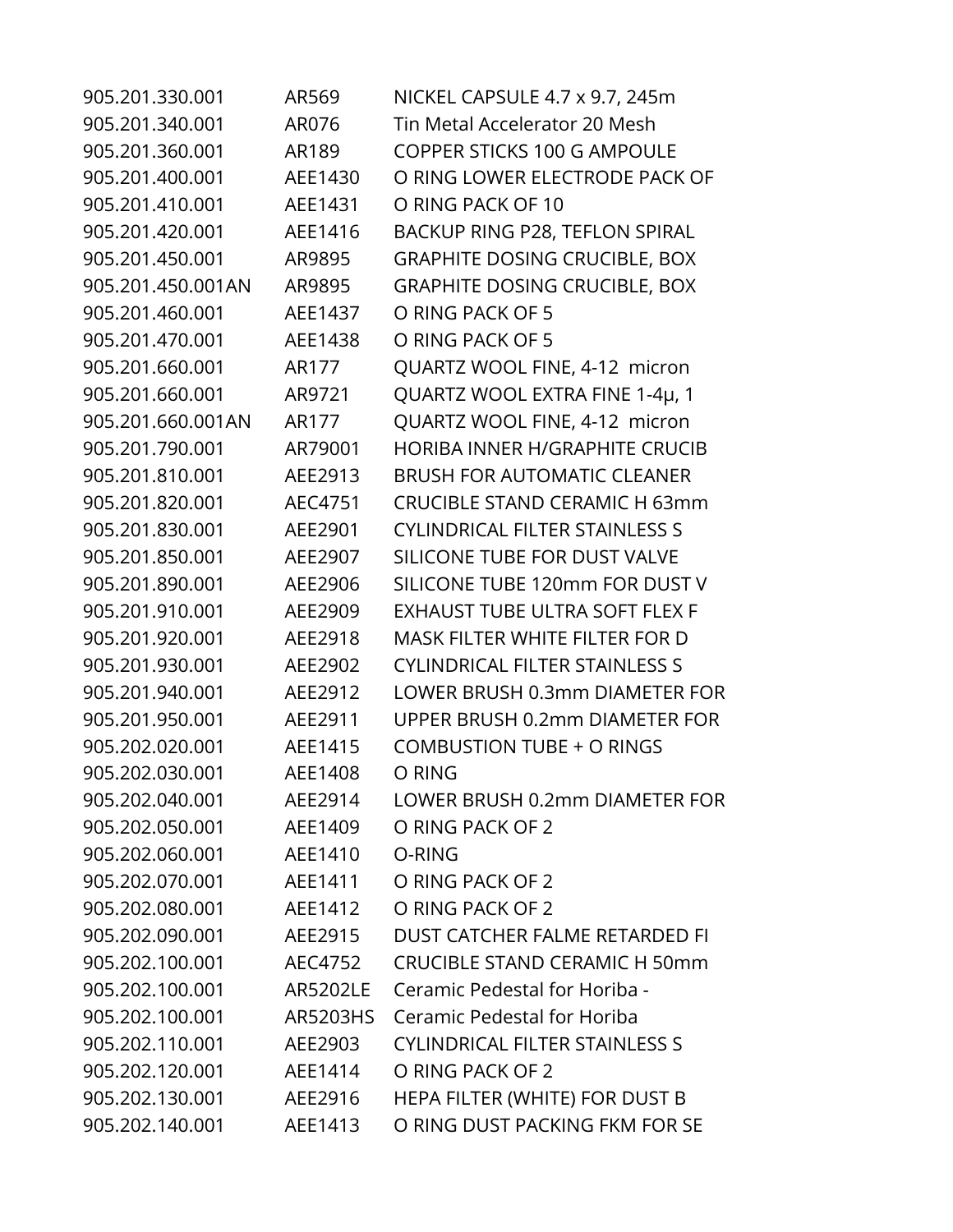| | | |
|---|---|---|
| 905.201.330.001 | AR569 | NICKEL CAPSULE 4.7 x 9.7, 245m |
| 905.201.340.001 | AR076 | Tin Metal Accelerator 20 Mesh |
| 905.201.360.001 | AR189 | COPPER STICKS 100 G AMPOULE |
| 905.201.400.001 | AEE1430 | O RING LOWER ELECTRODE PACK OF |
| 905.201.410.001 | AEE1431 | O RING PACK OF 10 |
| 905.201.420.001 | AEE1416 | BACKUP RING P28, TEFLON SPIRAL |
| 905.201.450.001 | AR9895 | GRAPHITE DOSING CRUCIBLE, BOX |
| 905.201.450.001AN | AR9895 | GRAPHITE DOSING CRUCIBLE, BOX |
| 905.201.460.001 | AEE1437 | O RING PACK OF 5 |
| 905.201.470.001 | AEE1438 | O RING PACK OF 5 |
| 905.201.660.001 | AR177 | QUARTZ WOOL FINE, 4-12 micron |
| 905.201.660.001 | AR9721 | QUARTZ WOOL EXTRA FINE 1-4µ, 1 |
| 905.201.660.001AN | AR177 | QUARTZ WOOL FINE, 4-12 micron |
| 905.201.790.001 | AR79001 | HORIBA INNER H/GRAPHITE CRUCIB |
| 905.201.810.001 | AEE2913 | BRUSH FOR AUTOMATIC CLEANER |
| 905.201.820.001 | AEC4751 | CRUCIBLE STAND CERAMIC H 63mm |
| 905.201.830.001 | AEE2901 | CYLINDRICAL FILTER STAINLESS S |
| 905.201.850.001 | AEE2907 | SILICONE TUBE FOR DUST VALVE |
| 905.201.890.001 | AEE2906 | SILICONE TUBE 120mm FOR DUST V |
| 905.201.910.001 | AEE2909 | EXHAUST TUBE ULTRA SOFT FLEX F |
| 905.201.920.001 | AEE2918 | MASK FILTER WHITE FILTER FOR D |
| 905.201.930.001 | AEE2902 | CYLINDRICAL FILTER STAINLESS S |
| 905.201.940.001 | AEE2912 | LOWER BRUSH 0.3mm DIAMETER FOR |
| 905.201.950.001 | AEE2911 | UPPER BRUSH 0.2mm DIAMETER FOR |
| 905.202.020.001 | AEE1415 | COMBUSTION TUBE + O RINGS |
| 905.202.030.001 | AEE1408 | O RING |
| 905.202.040.001 | AEE2914 | LOWER BRUSH 0.2mm DIAMETER FOR |
| 905.202.050.001 | AEE1409 | O RING PACK OF 2 |
| 905.202.060.001 | AEE1410 | O-RING |
| 905.202.070.001 | AEE1411 | O RING PACK OF 2 |
| 905.202.080.001 | AEE1412 | O RING PACK OF 2 |
| 905.202.090.001 | AEE2915 | DUST CATCHER FALME RETARDED FI |
| 905.202.100.001 | AEC4752 | CRUCIBLE STAND CERAMIC H 50mm |
| 905.202.100.001 | AR5202LE | Ceramic Pedestal for Horiba - |
| 905.202.100.001 | AR5203HS | Ceramic Pedestal for Horiba |
| 905.202.110.001 | AEE2903 | CYLINDRICAL FILTER STAINLESS S |
| 905.202.120.001 | AEE1414 | O RING PACK OF 2 |
| 905.202.130.001 | AEE2916 | HEPA FILTER (WHITE) FOR DUST B |
| 905.202.140.001 | AEE1413 | O RING DUST PACKING FKM FOR SE |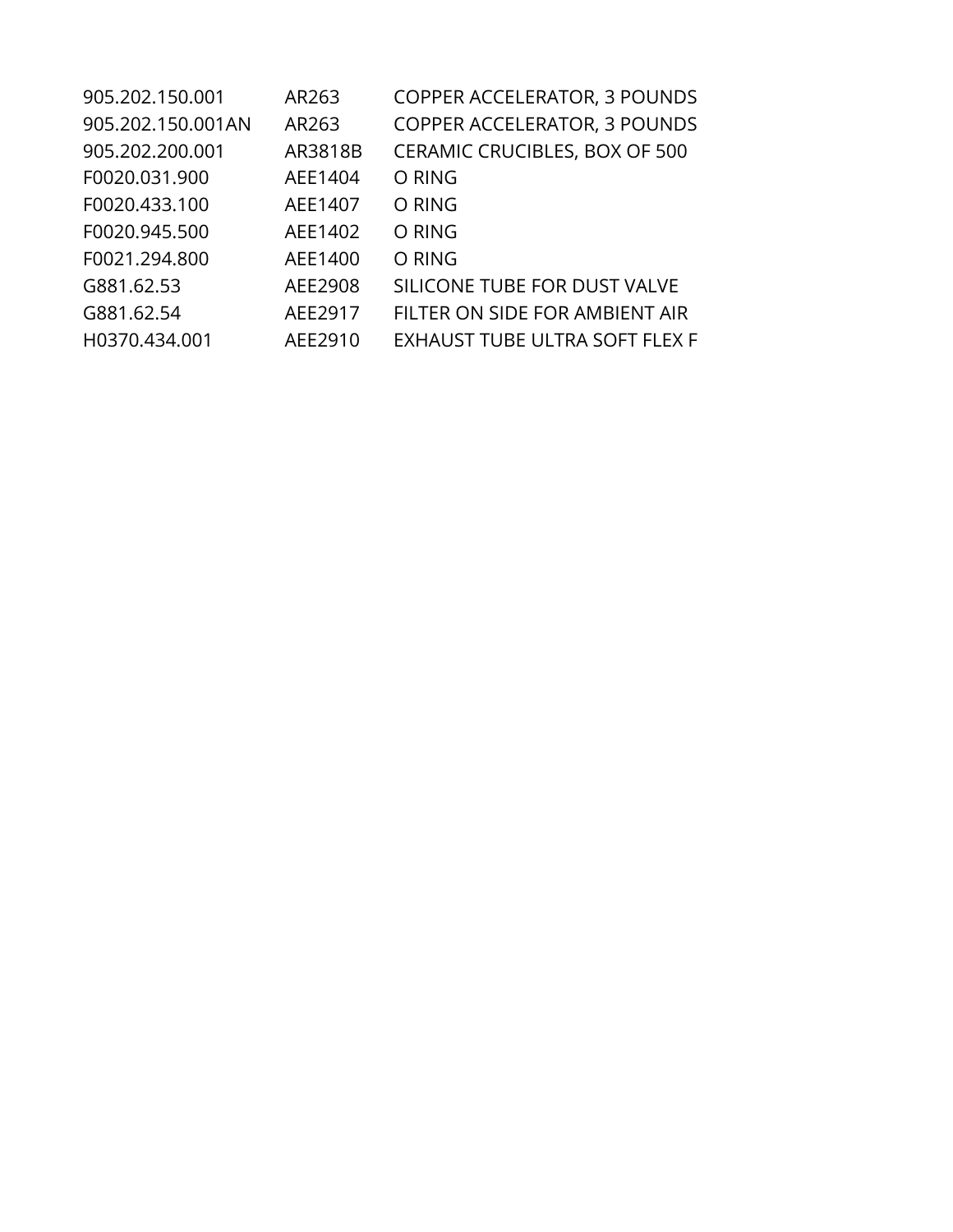| | | |
|---|---|---|
| 905.202.150.001 | AR263 | COPPER ACCELERATOR, 3 POUNDS |
| 905.202.150.001AN | AR263 | COPPER ACCELERATOR, 3 POUNDS |
| 905.202.200.001 | AR3818B | CERAMIC CRUCIBLES, BOX OF 500 |
| F0020.031.900 | AEE1404 | O RING |
| F0020.433.100 | AEE1407 | O RING |
| F0020.945.500 | AEE1402 | O RING |
| F0021.294.800 | AEE1400 | O RING |
| G881.62.53 | AEE2908 | SILICONE TUBE FOR DUST VALVE |
| G881.62.54 | AEE2917 | FILTER ON SIDE FOR AMBIENT AIR |
| H0370.434.001 | AEE2910 | EXHAUST TUBE ULTRA SOFT FLEX F |